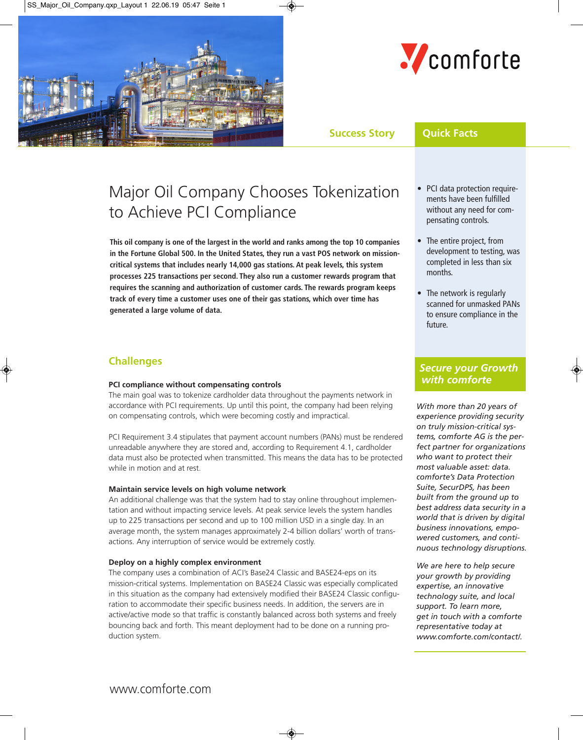Success Story

# Major Oil Company Chooses Tokenization to Achieve PCI Compliance

**This oil company is one of the largest in the world and ranks among the top 10 companies in the Fortune Global 500. In the United States, they run a vast POS network on mission-critical systems that includes nearly 14,000 gas stations. At peak levels, this system processes 225 transactions per second. They also run a customer rewards program that requires the scanning and authorization of customer cards. The rewards program keeps track of every time a customer uses one of their gas stations, which over time has generated a large volume of data.**

## Challenges

### PCI compliance without compensating controls

The main goal was to tokenize cardholder data throughout the payments network in accordance with PCI requirements. Up until this point, the company had been relying on compensating controls, which were becoming costly and impractical.

PCI Requirement 3.4 stipulates that payment account numbers (PANs) must be rendered unreadable anywhere they are stored and, according to Requirement 4.1, cardholder data must also be protected when transmitted. This means the data has to be protected while in motion and at rest.

### Maintain service levels on high volume network

An additional challenge was that the system had to stay online throughout implementation and without impacting service levels. At peak service levels the system handles up to 225 transactions per second and up to 100 million USD in a single day. In an average month, the system manages approximately 2-4 billion dollars' worth of transactions. Any interruption of service would be extremely costly.

### Deploy on a highly complex environment

The company uses a combination of ACI's Base24 Classic and BASE24-eps on its mission-critical systems. Implementation on BASE24 Classic was especially complicated in this situation as the company had extensively modified their BASE24 Classic configuration to accommodate their specific business needs. In addition, the servers are in active/active mode so that traffic is constantly balanced across both systems and freely bouncing back and forth. This meant deployment had to be done on a running production system.

## Quick Facts

- PCI data protection requirements have been fulfilled without any need for compensating controls.
- The entire project, from development to testing, was completed in less than six months.
- The network is regularly scanned for unmasked PANs to ensure compliance in the future.

## *Secure your Growth with comforte*

*With more than 20 years of experience providing security on truly mission-critical systems, comforte AG is the perfect partner for organizations who want to protect their most valuable asset: data. comforte's Data Protection Suite, SecurDPS, has been built from the ground up to best address data security in a world that is driven by digital business innovations, empowered customers, and continuous technology disruptions.*

*We are here to help secure your growth by providing expertise, an innovative technology suite, and local support. To learn more, get in touch with a comforte representative today at www.comforte.com/contact/.*

www.comforte.com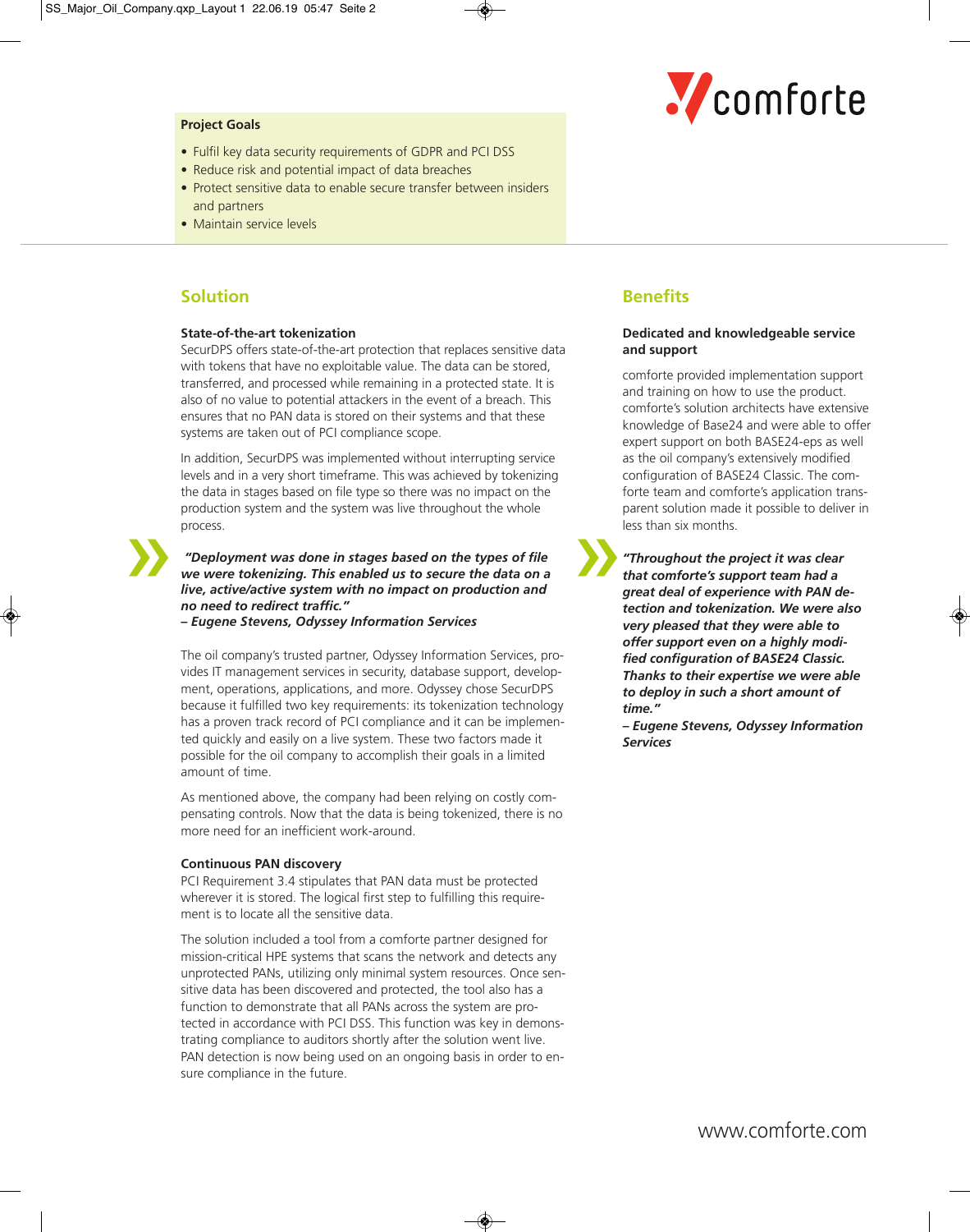**Project Goals**

- Fulfil key data security requirements of GDPR and PCI DSS
- Reduce risk and potential impact of data breaches
- Protect sensitive data to enable secure transfer between insiders and partners
- Maintain service levels

## Solution

**State-of-the-art tokenization**

SecurDPS offers state-of-the-art protection that replaces sensitive data with tokens that have no exploitable value. The data can be stored, transferred, and processed while remaining in a protected state. It is also of no value to potential attackers in the event of a breach. This ensures that no PAN data is stored on their systems and that these systems are taken out of PCI compliance scope.

In addition, SecurDPS was implemented without interrupting service levels and in a very short timeframe. This was achieved by tokenizing the data in stages based on file type so there was no impact on the production system and the system was live throughout the whole process.

***"Deployment was done in stages based on the types of file we were tokenizing. This enabled us to secure the data on a live, active/active system with no impact on production and no need to redirect traffic."***
***– Eugene Stevens, Odyssey Information Services***

The oil company's trusted partner, Odyssey Information Services, provides IT management services in security, database support, development, operations, applications, and more. Odyssey chose SecurDPS because it fulfilled two key requirements: its tokenization technology has a proven track record of PCI compliance and it can be implemented quickly and easily on a live system. These two factors made it possible for the oil company to accomplish their goals in a limited amount of time.

As mentioned above, the company had been relying on costly compensating controls. Now that the data is being tokenized, there is no more need for an inefficient work-around.

**Continuous PAN discovery**

PCI Requirement 3.4 stipulates that PAN data must be protected wherever it is stored. The logical first step to fulfilling this requirement is to locate all the sensitive data.

The solution included a tool from a comforte partner designed for mission-critical HPE systems that scans the network and detects any unprotected PANs, utilizing only minimal system resources. Once sensitive data has been discovered and protected, the tool also has a function to demonstrate that all PANs across the system are protected in accordance with PCI DSS. This function was key in demonstrating compliance to auditors shortly after the solution went live. PAN detection is now being used on an ongoing basis in order to ensure compliance in the future.

## Benefits

**Dedicated and knowledgeable service and support**

comforte provided implementation support and training on how to use the product. comforte's solution architects have extensive knowledge of Base24 and were able to offer expert support on both BASE24-eps as well as the oil company's extensively modified configuration of BASE24 Classic. The comforte team and comforte's application transparent solution made it possible to deliver in less than six months.

***"Throughout the project it was clear that comforte's support team had a great deal of experience with PAN detection and tokenization. We were also very pleased that they were able to offer support even on a highly modified configuration of BASE24 Classic. Thanks to their expertise we were able to deploy in such a short amount of time."***
***– Eugene Stevens, Odyssey Information Services***

www.comforte.com